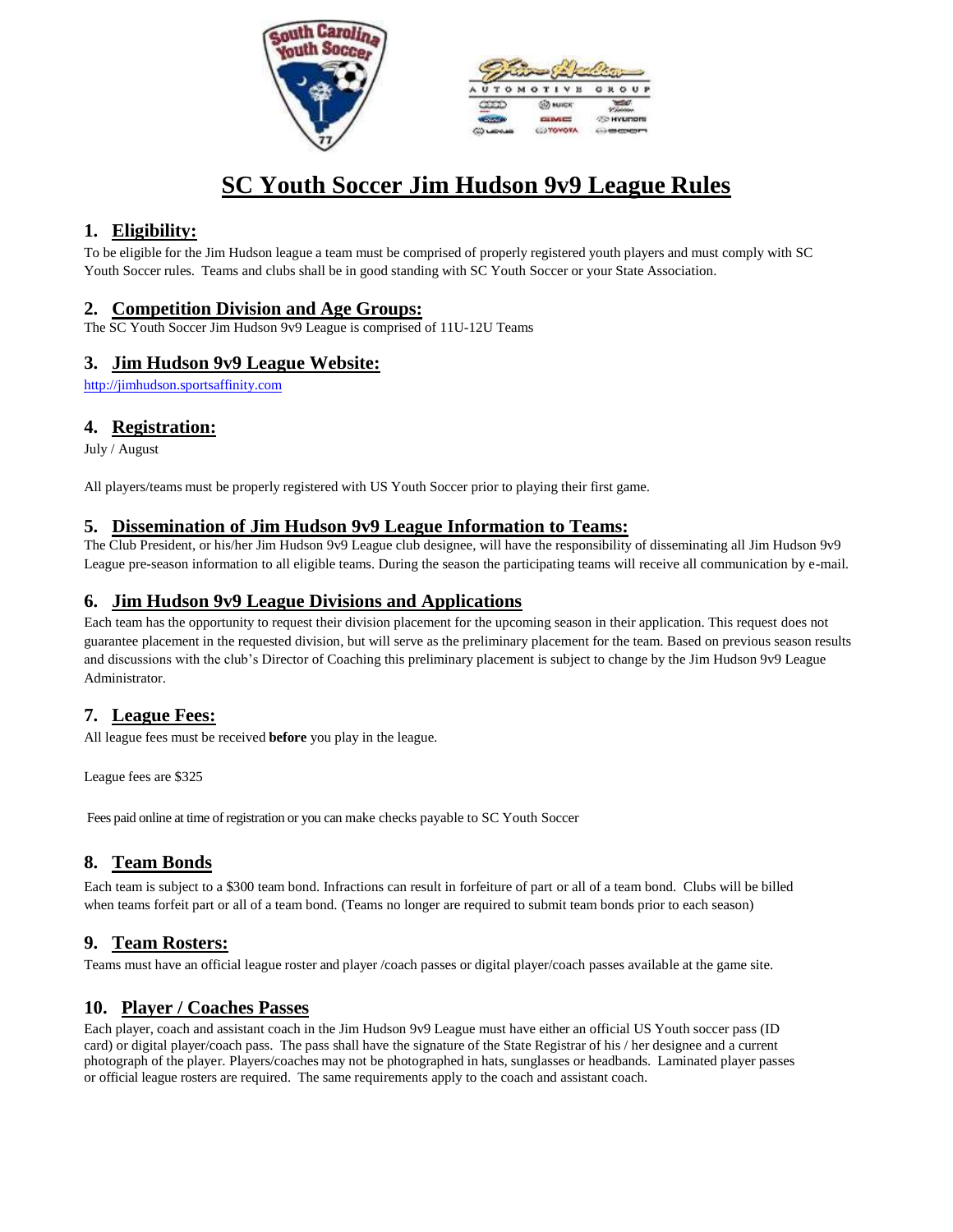# SC Youth Soccer Jim Hudson 9v9 League Rules

## 1. Eligibility:

To be eligible for the Jim Hudson league a team must be comprised of properly registered youth players and must comply with SC Youth Soccer rules. Teams and clubs shall be in good standing with SC Youth Soccer or your State Association.

## 2. Competition Division and Age Groups:

The SC Youth Soccer Jim Hudson 9v9 League is comprised of 11U-12U Teams

## 3. Jim Hudson 9v9 League Website:

http://jimhudson.sportsaffinity.com

## 4. Registration:

July / August

All players/teams must be properly registered with US Youth Soccer prior to playing their first game.

## 5. Dissemination of Jim Hudson 9v9 League Information to Teams:

The Club President, or his/her Jim Hudson 9v9 League club designee, will have the responsibility of disseminating all Jim Hudson 9v9 League pre-season information to all eligible teams. During the season the participating teams will receive all communication by e-mail.

## 6. Jim Hudson 9v9 League Divisions and Applications

Each team has the opportunity to request their division placement for the upcoming season in their application. This request does not guarantee placement in the requested division, but will serve as the preliminary placement for the team. Based on previous season results and discussions with the club's Director of Coaching this preliminary placement is subject to change by the Jim Hudson 9v9 League Administrator.

## 7. League Fees:

All league fees must be received **before** you play in the league.

League fees are $325

Fees paid online at time of registration or you can make checks payable to SC Youth Soccer

## 8. Team Bonds

Each team is subject to a $300 team bond. Infractions can result in forfeiture of part or all of a team bond. Clubs will be billed when teams forfeit part or all of a team bond. (Teams no longer are required to submit team bonds prior to each season)

## 9. Team Rosters:

Teams must have an official league roster and player /coach passes or digital player/coach passes available at the game site.

## 10. Player / Coaches Passes

Each player, coach and assistant coach in the Jim Hudson 9v9 League must have either an official US Youth soccer pass (ID card) or digital player/coach pass. The pass shall have the signature of the State Registrar of his / her designee and a current photograph of the player. Players/coaches may not be photographed in hats, sunglasses or headbands. Laminated player passes or official league rosters are required. The same requirements apply to the coach and assistant coach.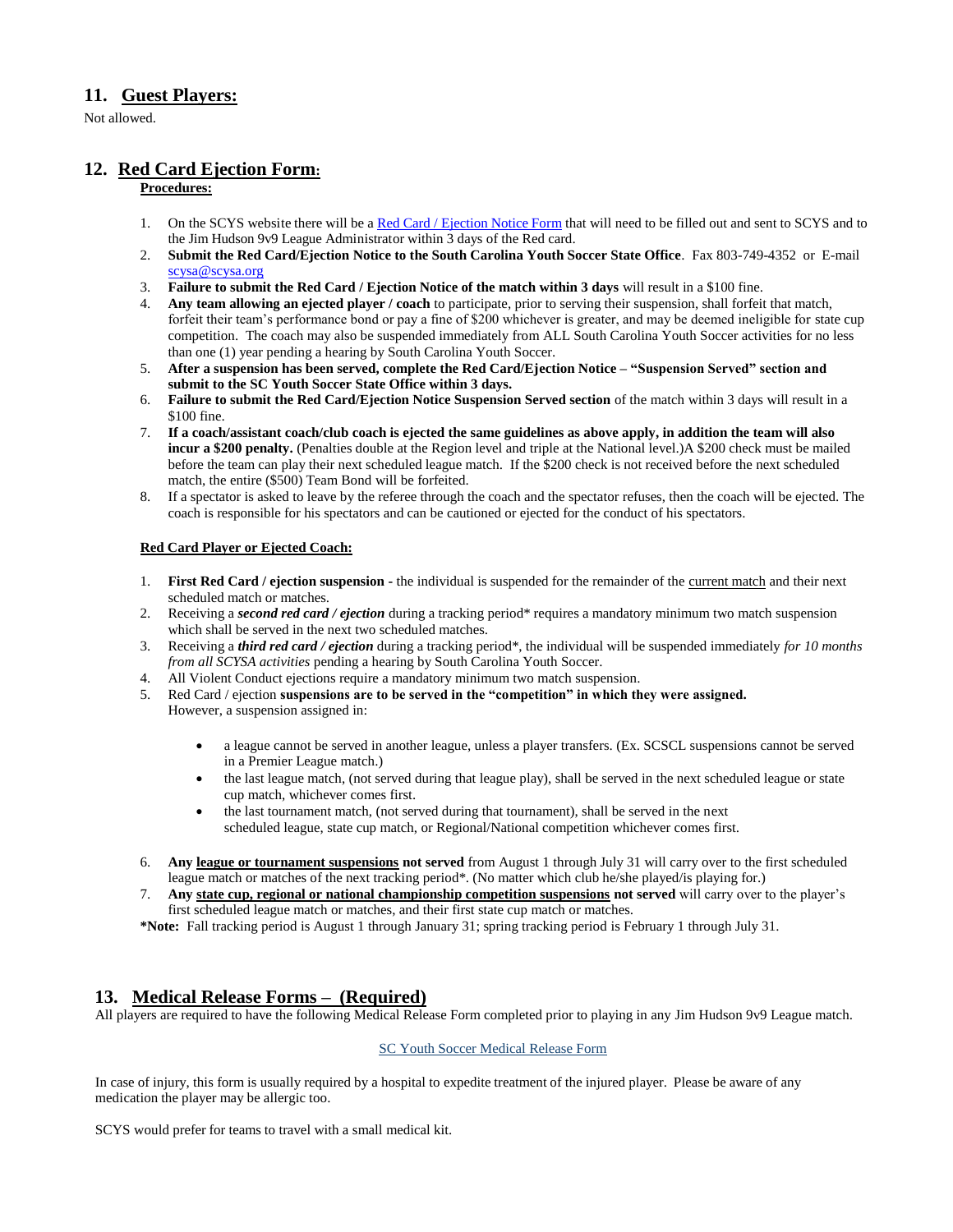## 11. Guest Players:

Not allowed.

## 12. Red Card Ejection Form:

**Procedures:**

1. On the SCYS website there will be a Red Card / Ejection Notice Form that will need to be filled out and sent to SCYS and to the Jim Hudson 9v9 League Administrator within 3 days of the Red card.
2. **Submit the Red Card/Ejection Notice to the South Carolina Youth Soccer State Office**. Fax 803-749-4352 or E-mail scysa@scysa.org
3. **Failure to submit the Red Card / Ejection Notice of the match within 3 days** will result in a $100 fine.
4. **Any team allowing an ejected player / coach** to participate, prior to serving their suspension, shall forfeit that match, forfeit their team's performance bond or pay a fine of $200 whichever is greater, and may be deemed ineligible for state cup competition. The coach may also be suspended immediately from ALL South Carolina Youth Soccer activities for no less than one (1) year pending a hearing by South Carolina Youth Soccer.
5. **After a suspension has been served, complete the Red Card/Ejection Notice – "Suspension Served" section and submit to the SC Youth Soccer State Office within 3 days.**
6. **Failure to submit the Red Card/Ejection Notice Suspension Served section** of the match within 3 days will result in a $100 fine.
7. **If a coach/assistant coach/club coach is ejected the same guidelines as above apply, in addition the team will also incur a $200 penalty.** (Penalties double at the Region level and triple at the National level.)A $200 check must be mailed before the team can play their next scheduled league match. If the $200 check is not received before the next scheduled match, the entire ($500) Team Bond will be forfeited.
8. If a spectator is asked to leave by the referee through the coach and the spectator refuses, then the coach will be ejected. The coach is responsible for his spectators and can be cautioned or ejected for the conduct of his spectators.

**Red Card Player or Ejected Coach:**

1. **First Red Card / ejection suspension -** the individual is suspended for the remainder of the current match and their next scheduled match or matches.
2. Receiving a ***second red card / ejection*** during a tracking period* requires a mandatory minimum two match suspension which shall be served in the next two scheduled matches.
3. Receiving a ***third red card / ejection*** during a tracking period*, the individual will be suspended immediately *for 10 months from all SCYSA activities* pending a hearing by South Carolina Youth Soccer.
4. All Violent Conduct ejections require a mandatory minimum two match suspension.
5. Red Card / ejection **suspensions are to be served in the "competition" in which they were assigned.** However, a suspension assigned in:
   - a league cannot be served in another league, unless a player transfers. (Ex. SCSCL suspensions cannot be served in a Premier League match.)
   - the last league match, (not served during that league play), shall be served in the next scheduled league or state cup match, whichever comes first.
   - the last tournament match, (not served during that tournament), shall be served in the next scheduled league, state cup match, or Regional/National competition whichever comes first.
6. **Any league or tournament suspensions not served** from August 1 through July 31 will carry over to the first scheduled league match or matches of the next tracking period*. (No matter which club he/she played/is playing for.)
7. **Any state cup, regional or national championship competition suspensions not served** will carry over to the player's first scheduled league match or matches, and their first state cup match or matches.

***Note:** Fall tracking period is August 1 through January 31; spring tracking period is February 1 through July 31.

## 13. Medical Release Forms – (Required)

All players are required to have the following Medical Release Form completed prior to playing in any Jim Hudson 9v9 League match.

SC Youth Soccer Medical Release Form

In case of injury, this form is usually required by a hospital to expedite treatment of the injured player. Please be aware of any medication the player may be allergic too.

SCYS would prefer for teams to travel with a small medical kit.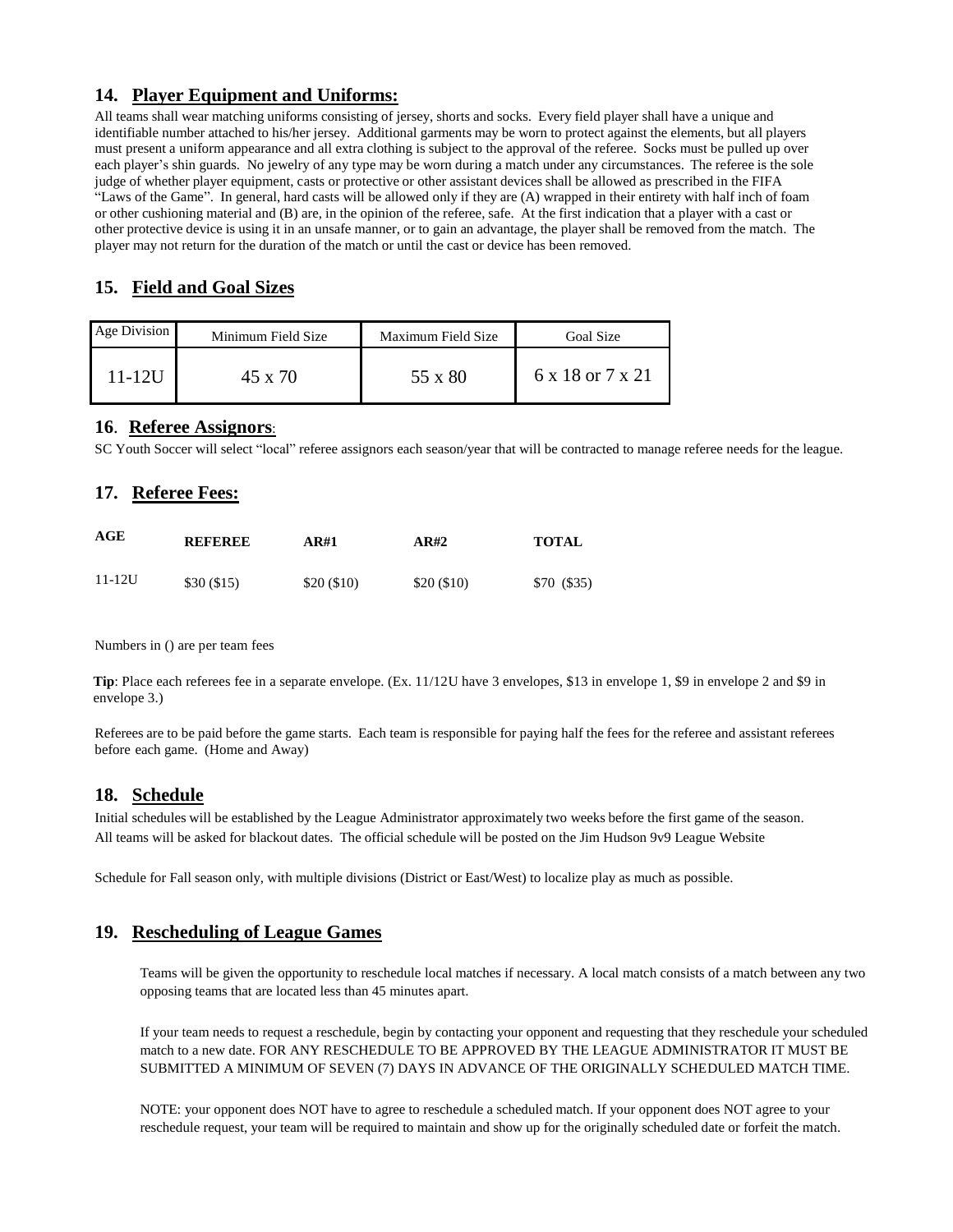## 14. Player Equipment and Uniforms:

All teams shall wear matching uniforms consisting of jersey, shorts and socks. Every field player shall have a unique and identifiable number attached to his/her jersey. Additional garments may be worn to protect against the elements, but all players must present a uniform appearance and all extra clothing is subject to the approval of the referee. Socks must be pulled up over each player's shin guards. No jewelry of any type may be worn during a match under any circumstances. The referee is the sole judge of whether player equipment, casts or protective or other assistant devices shall be allowed as prescribed in the FIFA "Laws of the Game". In general, hard casts will be allowed only if they are (A) wrapped in their entirety with half inch of foam or other cushioning material and (B) are, in the opinion of the referee, safe. At the first indication that a player with a cast or other protective device is using it in an unsafe manner, or to gain an advantage, the player shall be removed from the match. The player may not return for the duration of the match or until the cast or device has been removed.

## 15. Field and Goal Sizes

| Age Division | Minimum Field Size | Maximum Field Size | Goal Size |
|---|---|---|---|
| 11-12U | 45 x 70 | 55 x 80 | 6 x 18 or 7 x 21 |

## 16. Referee Assignors:

SC Youth Soccer will select "local" referee assignors each season/year that will be contracted to manage referee needs for the league.

## 17. Referee Fees:

| AGE | REFEREE | AR#1 | AR#2 | TOTAL |
|---|---|---|---|---|
| 11-12U | $30 ($15) | $20 ($10) | $20 ($10) | $70 ($35) |

Numbers in () are per team fees

**Tip**: Place each referees fee in a separate envelope. (Ex. 11/12U have 3 envelopes, $13 in envelope 1, $9 in envelope 2 and $9 in envelope 3.)

Referees are to be paid before the game starts. Each team is responsible for paying half the fees for the referee and assistant referees before each game. (Home and Away)

## 18. Schedule

Initial schedules will be established by the League Administrator approximately two weeks before the first game of the season. All teams will be asked for blackout dates. The official schedule will be posted on the Jim Hudson 9v9 League Website

Schedule for Fall season only, with multiple divisions (District or East/West) to localize play as much as possible.

## 19. Rescheduling of League Games

Teams will be given the opportunity to reschedule local matches if necessary. A local match consists of a match between any two opposing teams that are located less than 45 minutes apart.

If your team needs to request a reschedule, begin by contacting your opponent and requesting that they reschedule your scheduled match to a new date. FOR ANY RESCHEDULE TO BE APPROVED BY THE LEAGUE ADMINISTRATOR IT MUST BE SUBMITTED A MINIMUM OF SEVEN (7) DAYS IN ADVANCE OF THE ORIGINALLY SCHEDULED MATCH TIME.

NOTE: your opponent does NOT have to agree to reschedule a scheduled match. If your opponent does NOT agree to your reschedule request, your team will be required to maintain and show up for the originally scheduled date or forfeit the match.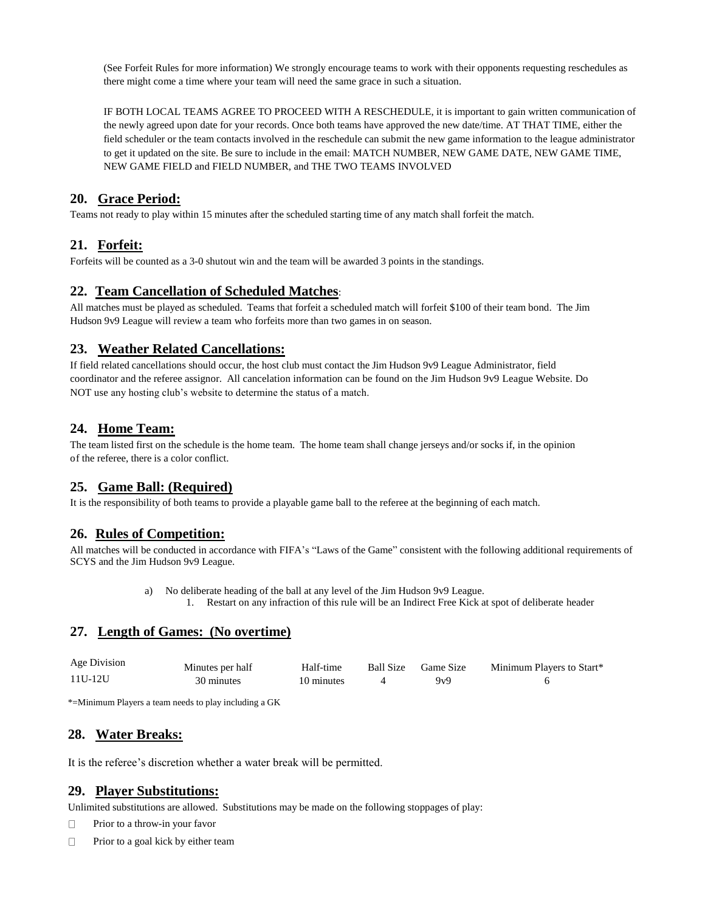(See Forfeit Rules for more information) We strongly encourage teams to work with their opponents requesting reschedules as there might come a time where your team will need the same grace in such a situation.

IF BOTH LOCAL TEAMS AGREE TO PROCEED WITH A RESCHEDULE, it is important to gain written communication of the newly agreed upon date for your records. Once both teams have approved the new date/time. AT THAT TIME, either the field scheduler or the team contacts involved in the reschedule can submit the new game information to the league administrator to get it updated on the site. Be sure to include in the email: MATCH NUMBER, NEW GAME DATE, NEW GAME TIME, NEW GAME FIELD and FIELD NUMBER, and THE TWO TEAMS INVOLVED

## 20. Grace Period:

Teams not ready to play within 15 minutes after the scheduled starting time of any match shall forfeit the match.

## 21. Forfeit:

Forfeits will be counted as a 3-0 shutout win and the team will be awarded 3 points in the standings.

## 22. Team Cancellation of Scheduled Matches:

All matches must be played as scheduled. Teams that forfeit a scheduled match will forfeit $100 of their team bond. The Jim Hudson 9v9 League will review a team who forfeits more than two games in on season.

## 23. Weather Related Cancellations:

If field related cancellations should occur, the host club must contact the Jim Hudson 9v9 League Administrator, field coordinator and the referee assignor. All cancelation information can be found on the Jim Hudson 9v9 League Website. Do NOT use any hosting club's website to determine the status of a match.

## 24. Home Team:

The team listed first on the schedule is the home team. The home team shall change jerseys and/or socks if, in the opinion of the referee, there is a color conflict.

## 25. Game Ball: (Required)

It is the responsibility of both teams to provide a playable game ball to the referee at the beginning of each match.

## 26. Rules of Competition:

All matches will be conducted in accordance with FIFA's "Laws of the Game" consistent with the following additional requirements of SCYS and the Jim Hudson 9v9 League.

a) No deliberate heading of the ball at any level of the Jim Hudson 9v9 League.
   1. Restart on any infraction of this rule will be an Indirect Free Kick at spot of deliberate header

## 27. Length of Games: (No overtime)

| Age Division | Minutes per half | Half-time | Ball Size | Game Size | Minimum Players to Start* |
|---|---|---|---|---|---|
| 11U-12U | 30 minutes | 10 minutes | 4 | 9v9 | 6 |

*=Minimum Players a team needs to play including a GK

## 28. Water Breaks:

It is the referee's discretion whether a water break will be permitted.

## 29. Player Substitutions:

Unlimited substitutions are allowed. Substitutions may be made on the following stoppages of play:

- Prior to a throw-in your favor
- Prior to a goal kick by either team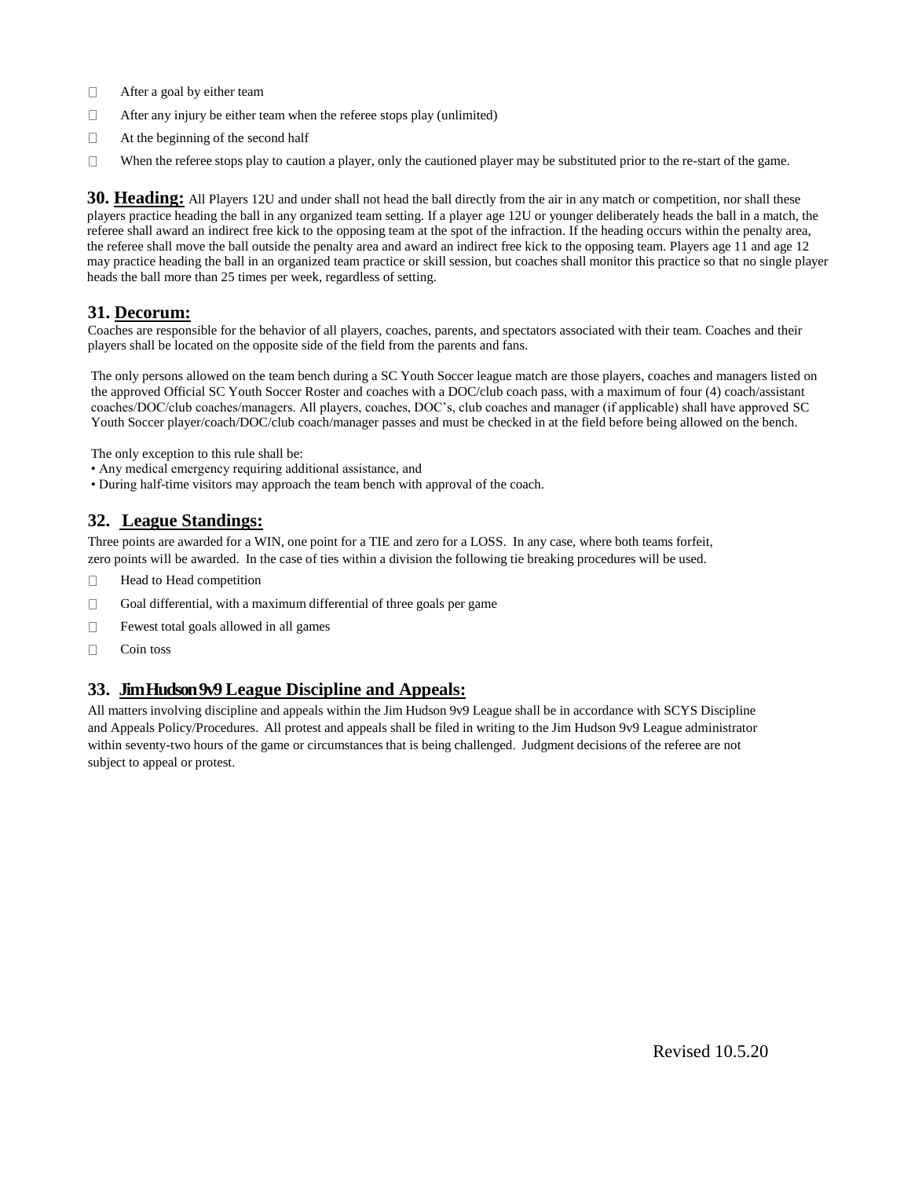- After a goal by either team
- After any injury be either team when the referee stops play (unlimited)
- At the beginning of the second half
- When the referee stops play to caution a player, only the cautioned player may be substituted prior to the re-start of the game.

**30. Heading:** All Players 12U and under shall not head the ball directly from the air in any match or competition, nor shall these players practice heading the ball in any organized team setting. If a player age 12U or younger deliberately heads the ball in a match, the referee shall award an indirect free kick to the opposing team at the spot of the infraction. If the heading occurs within the penalty area, the referee shall move the ball outside the penalty area and award an indirect free kick to the opposing team. Players age 11 and age 12 may practice heading the ball in an organized team practice or skill session, but coaches shall monitor this practice so that no single player heads the ball more than 25 times per week, regardless of setting.

## 31. Decorum:

Coaches are responsible for the behavior of all players, coaches, parents, and spectators associated with their team. Coaches and their players shall be located on the opposite side of the field from the parents and fans.

The only persons allowed on the team bench during a SC Youth Soccer league match are those players, coaches and managers listed on the approved Official SC Youth Soccer Roster and coaches with a DOC/club coach pass, with a maximum of four (4) coach/assistant coaches/DOC/club coaches/managers. All players, coaches, DOC's, club coaches and manager (if applicable) shall have approved SC Youth Soccer player/coach/DOC/club coach/manager passes and must be checked in at the field before being allowed on the bench.

The only exception to this rule shall be:

- Any medical emergency requiring additional assistance, and
- During half-time visitors may approach the team bench with approval of the coach.

## 32. League Standings:

Three points are awarded for a WIN, one point for a TIE and zero for a LOSS. In any case, where both teams forfeit, zero points will be awarded. In the case of ties within a division the following tie breaking procedures will be used.

- Head to Head competition
- Goal differential, with a maximum differential of three goals per game
- Fewest total goals allowed in all games
- Coin toss

## 33. Jim Hudson 9v9 League Discipline and Appeals:

All matters involving discipline and appeals within the Jim Hudson 9v9 League shall be in accordance with SCYS Discipline and Appeals Policy/Procedures. All protest and appeals shall be filed in writing to the Jim Hudson 9v9 League administrator within seventy-two hours of the game or circumstances that is being challenged. Judgment decisions of the referee are not subject to appeal or protest.

Revised 10.5.20